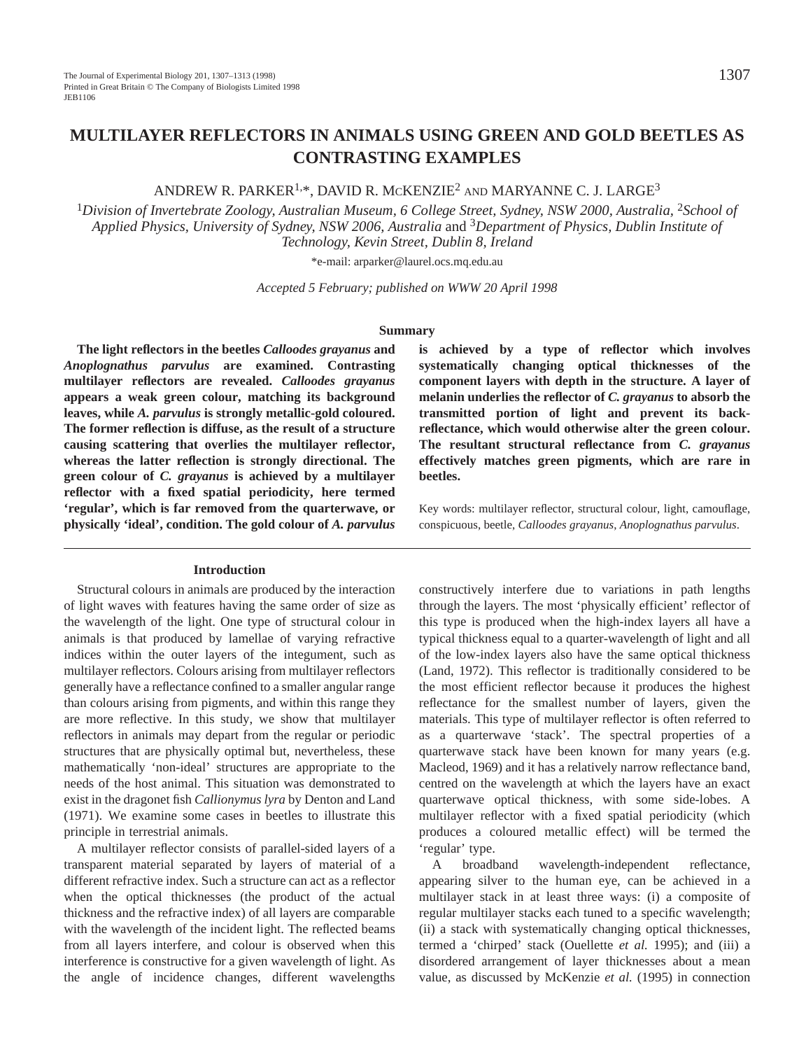# MULTILAYER REFLECTORS IN ANIMALS USING GREEN AND GOLD BEETLES AS CONTRASTING EXAMPLES

ANDREW R. PARKER[1,*], DAVID R. MCKENZIE[2] AND MARYANNE C. J. LARGE[3]

[1]*Division of Invertebrate Zoology, Australian Museum, 6 College Street, Sydney, NSW 2000, Australia,* [2]*School of Applied Physics, University of Sydney, NSW 2006, Australia* and [3]*Department of Physics, Dublin Institute of Technology, Kevin Street, Dublin 8, Ireland*

*e-mail: arparker@laurel.ocs.mq.edu.au

*Accepted 5 February; published on WWW 20 April 1998*

## Summary

**The light reflectors in the beetles *Calloodes grayanus* and *Anoplognathus parvulus* are examined. Contrasting multilayer reflectors are revealed. *Calloodes grayanus* appears a weak green colour, matching its background leaves, while *A. parvulus* is strongly metallic-gold coloured. The former reflection is diffuse, as the result of a structure causing scattering that overlies the multilayer reflector, whereas the latter reflection is strongly directional. The green colour of *C. grayanus* is achieved by a multilayer reflector with a fixed spatial periodicity, here termed 'regular', which is far removed from the quarterwave, or physically 'ideal', condition. The gold colour of *A. parvulus* is achieved by a type of reflector which involves systematically changing optical thicknesses of the component layers with depth in the structure. A layer of melanin underlies the reflector of *C. grayanus* to absorb the transmitted portion of light and prevent its back-reflectance, which would otherwise alter the green colour. The resultant structural reflectance from *C. grayanus* effectively matches green pigments, which are rare in beetles.**

Key words: multilayer reflector, structural colour, light, camouflage, conspicuous, beetle, *Calloodes grayanus*, *Anoplognathus parvulus*.

## Introduction

Structural colours in animals are produced by the interaction of light waves with features having the same order of size as the wavelength of the light. One type of structural colour in animals is that produced by lamellae of varying refractive indices within the outer layers of the integument, such as multilayer reflectors. Colours arising from multilayer reflectors generally have a reflectance confined to a smaller angular range than colours arising from pigments, and within this range they are more reflective. In this study, we show that multilayer reflectors in animals may depart from the regular or periodic structures that are physically optimal but, nevertheless, these mathematically 'non-ideal' structures are appropriate to the needs of the host animal. This situation was demonstrated to exist in the dragonet fish *Callionymus lyra* by Denton and Land (1971). We examine some cases in beetles to illustrate this principle in terrestrial animals.

A multilayer reflector consists of parallel-sided layers of a transparent material separated by layers of material of a different refractive index. Such a structure can act as a reflector when the optical thicknesses (the product of the actual thickness and the refractive index) of all layers are comparable with the wavelength of the incident light. The reflected beams from all layers interfere, and colour is observed when this interference is constructive for a given wavelength of light. As the angle of incidence changes, different wavelengths constructively interfere due to variations in path lengths through the layers. The most 'physically efficient' reflector of this type is produced when the high-index layers all have a typical thickness equal to a quarter-wavelength of light and all of the low-index layers also have the same optical thickness (Land, 1972). This reflector is traditionally considered to be the most efficient reflector because it produces the highest reflectance for the smallest number of layers, given the materials. This type of multilayer reflector is often referred to as a quarterwave 'stack'. The spectral properties of a quarterwave stack have been known for many years (e.g. Macleod, 1969) and it has a relatively narrow reflectance band, centred on the wavelength at which the layers have an exact quarterwave optical thickness, with some side-lobes. A multilayer reflector with a fixed spatial periodicity (which produces a coloured metallic effect) will be termed the 'regular' type.

A broadband wavelength-independent reflectance, appearing silver to the human eye, can be achieved in a multilayer stack in at least three ways: (i) a composite of regular multilayer stacks each tuned to a specific wavelength; (ii) a stack with systematically changing optical thicknesses, termed a 'chirped' stack (Ouellette *et al.* 1995); and (iii) a disordered arrangement of layer thicknesses about a mean value, as discussed by McKenzie *et al.* (1995) in connection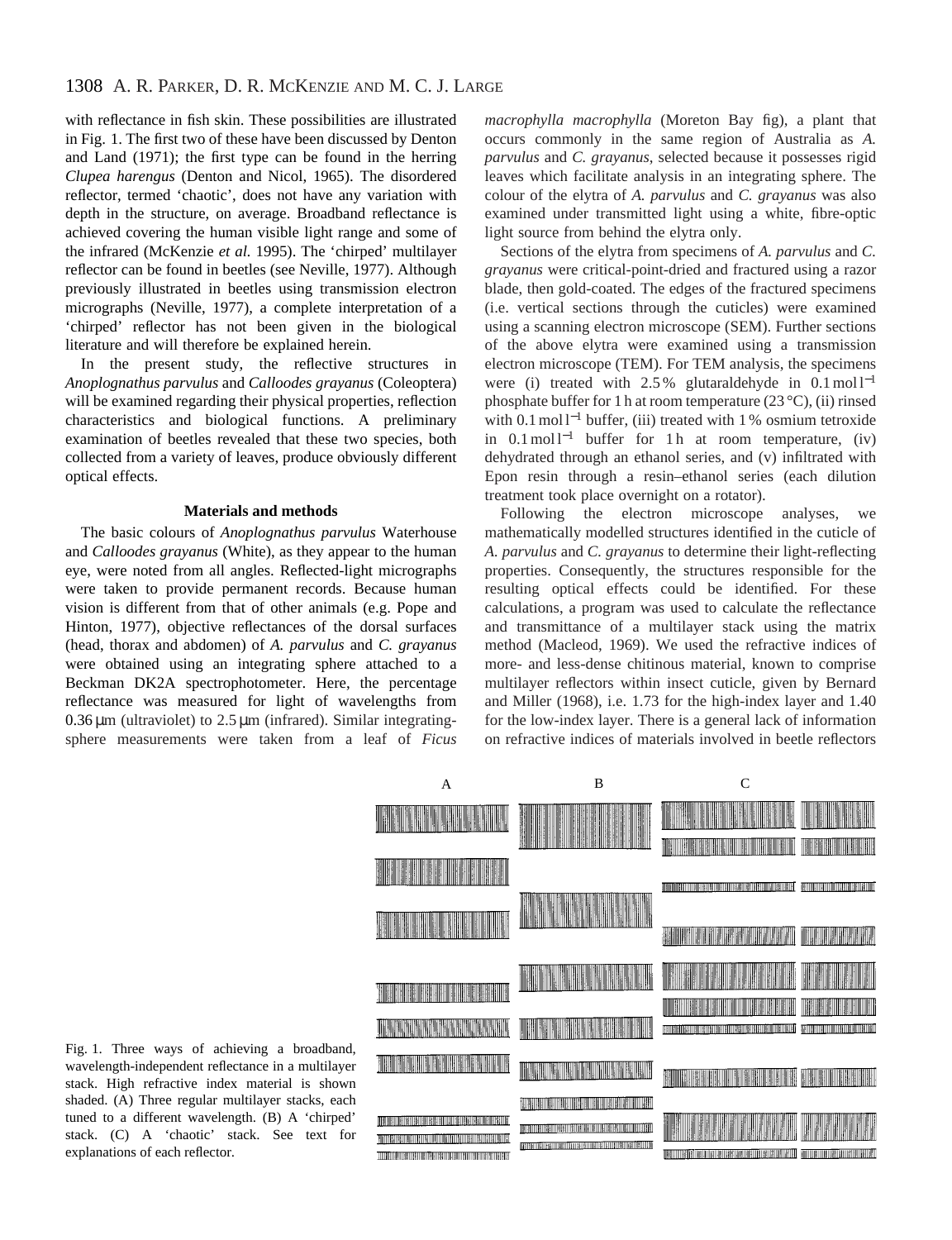with reflectance in fish skin. These possibilities are illustrated in Fig. 1. The first two of these have been discussed by Denton and Land (1971); the first type can be found in the herring *Clupea harengus* (Denton and Nicol, 1965). The disordered reflector, termed 'chaotic', does not have any variation with depth in the structure, on average. Broadband reflectance is achieved covering the human visible light range and some of the infrared (McKenzie *et al.* 1995). The 'chirped' multilayer reflector can be found in beetles (see Neville, 1977). Although previously illustrated in beetles using transmission electron micrographs (Neville, 1977), a complete interpretation of a 'chirped' reflector has not been given in the biological literature and will therefore be explained herein.

In the present study, the reflective structures in *Anoplognathus parvulus* and *Calloodes grayanus* (Coleoptera) will be examined regarding their physical properties, reflection characteristics and biological functions. A preliminary examination of beetles revealed that these two species, both collected from a variety of leaves, produce obviously different optical effects.

## Materials and methods

The basic colours of *Anoplognathus parvulus* Waterhouse and *Calloodes grayanus* (White), as they appear to the human eye, were noted from all angles. Reflected-light micrographs were taken to provide permanent records. Because human vision is different from that of other animals (e.g. Pope and Hinton, 1977), objective reflectances of the dorsal surfaces (head, thorax and abdomen) of *A. parvulus* and *C. grayanus* were obtained using an integrating sphere attached to a Beckman DK2A spectrophotometer. Here, the percentage reflectance was measured for light of wavelengths from 0.36 μm (ultraviolet) to 2.5 μm (infrared). Similar integrating-sphere measurements were taken from a leaf of *Ficus macrophylla macrophylla* (Moreton Bay fig), a plant that occurs commonly in the same region of Australia as *A. parvulus* and *C. grayanus*, selected because it possesses rigid leaves which facilitate analysis in an integrating sphere. The colour of the elytra of *A. parvulus* and *C. grayanus* was also examined under transmitted light using a white, fibre-optic light source from behind the elytra only.

Sections of the elytra from specimens of *A. parvulus* and *C. grayanus* were critical-point-dried and fractured using a razor blade, then gold-coated. The edges of the fractured specimens (i.e. vertical sections through the cuticles) were examined using a scanning electron microscope (SEM). Further sections of the above elytra were examined using a transmission electron microscope (TEM). For TEM analysis, the specimens were (i) treated with 2.5 % glutaraldehyde in 0.1 mol l$^{-1}$ phosphate buffer for 1 h at room temperature (23 °C), (ii) rinsed with 0.1 mol l$^{-1}$ buffer, (iii) treated with 1 % osmium tetroxide in 0.1 mol l$^{-1}$ buffer for 1 h at room temperature, (iv) dehydrated through an ethanol series, and (v) infiltrated with Epon resin through a resin–ethanol series (each dilution treatment took place overnight on a rotator).

Following the electron microscope analyses, we mathematically modelled structures identified in the cuticle of *A. parvulus* and *C. grayanus* to determine their light-reflecting properties. Consequently, the structures responsible for the resulting optical effects could be identified. For these calculations, a program was used to calculate the reflectance and transmittance of a multilayer stack using the matrix method (Macleod, 1969). We used the refractive indices of more- and less-dense chitinous material, known to comprise multilayer reflectors within insect cuticle, given by Bernard and Miller (1968), i.e. 1.73 for the high-index layer and 1.40 for the low-index layer. There is a general lack of information on refractive indices of materials involved in beetle reflectors

Fig. 1. Three ways of achieving a broadband, wavelength-independent reflectance in a multilayer stack. High refractive index material is shown shaded. (A) Three regular multilayer stacks, each tuned to a different wavelength. (B) A 'chirped' stack. (C) A 'chaotic' stack. See text for explanations of each reflector.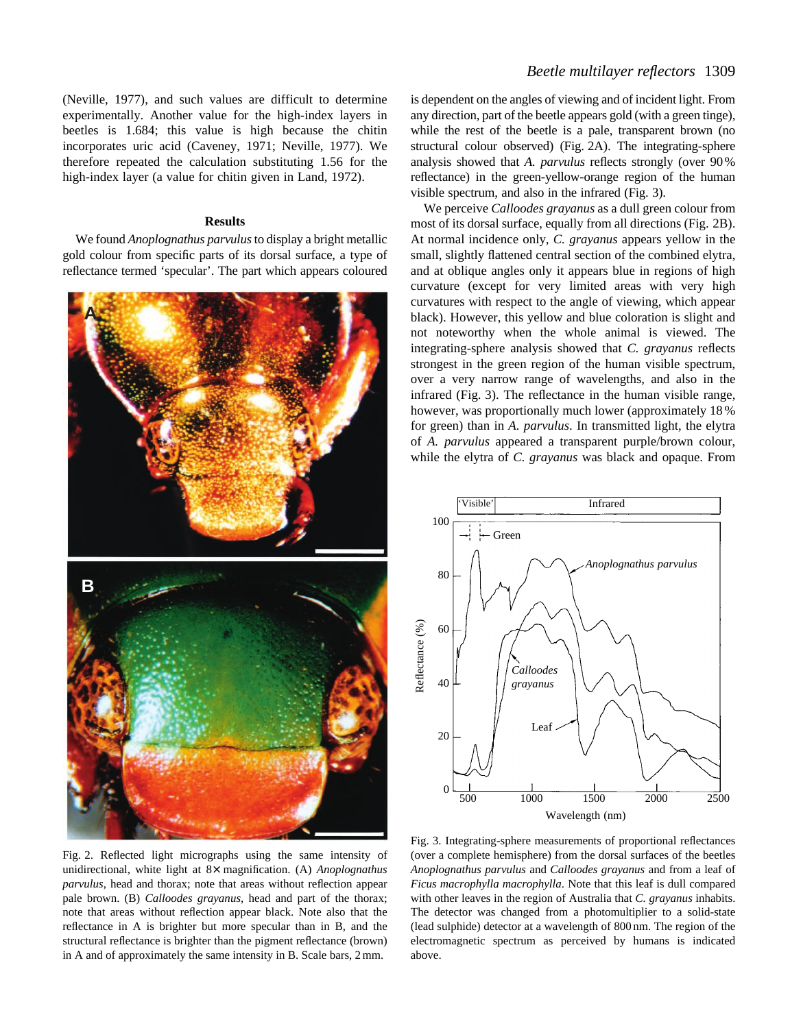(Neville, 1977), and such values are difficult to determine experimentally. Another value for the high-index layers in beetles is 1.684; this value is high because the chitin incorporates uric acid (Caveney, 1971; Neville, 1977). We therefore repeated the calculation substituting 1.56 for the high-index layer (a value for chitin given in Land, 1972).

## Results

We found *Anoplognathus parvulus* to display a bright metallic gold colour from specific parts of its dorsal surface, a type of reflectance termed 'specular'. The part which appears coloured is dependent on the angles of viewing and of incident light. From any direction, part of the beetle appears gold (with a green tinge), while the rest of the beetle is a pale, transparent brown (no structural colour observed) (Fig. 2A). The integrating-sphere analysis showed that *A. parvulus* reflects strongly (over 90 % reflectance) in the green-yellow-orange region of the human visible spectrum, and also in the infrared (Fig. 3).

We perceive *Calloodes grayanus* as a dull green colour from most of its dorsal surface, equally from all directions (Fig. 2B). At normal incidence only, *C. grayanus* appears yellow in the small, slightly flattened central section of the combined elytra, and at oblique angles only it appears blue in regions of high curvature (except for very limited areas with very high curvatures with respect to the angle of viewing, which appear black). However, this yellow and blue coloration is slight and not noteworthy when the whole animal is viewed. The integrating-sphere analysis showed that *C. grayanus* reflects strongest in the green region of the human visible spectrum, over a very narrow range of wavelengths, and also in the infrared (Fig. 3). The reflectance in the human visible range, however, was proportionally much lower (approximately 18 % for green) than in *A. parvulus*. In transmitted light, the elytra of *A. parvulus* appeared a transparent purple/brown colour, while the elytra of *C. grayanus* was black and opaque. From

Fig. 2. Reflected light micrographs using the same intensity of unidirectional, white light at 8× magnification. (A) *Anoplognathus parvulus*, head and thorax; note that areas without reflection appear pale brown. (B) *Calloodes grayanus*, head and part of the thorax; note that areas without reflection appear black. Note also that the reflectance in A is brighter but more specular than in B, and the structural reflectance is brighter than the pigment reflectance (brown) in A and of approximately the same intensity in B. Scale bars, 2 mm.

Fig. 3. Integrating-sphere measurements of proportional reflectances (over a complete hemisphere) from the dorsal surfaces of the beetles *Anoplognathus parvulus* and *Calloodes grayanus* and from a leaf of *Ficus macrophylla macrophylla*. Note that this leaf is dull compared with other leaves in the region of Australia that *C. grayanus* inhabits. The detector was changed from a photomultiplier to a solid-state (lead sulphide) detector at a wavelength of 800 nm. The region of the electromagnetic spectrum as perceived by humans is indicated above.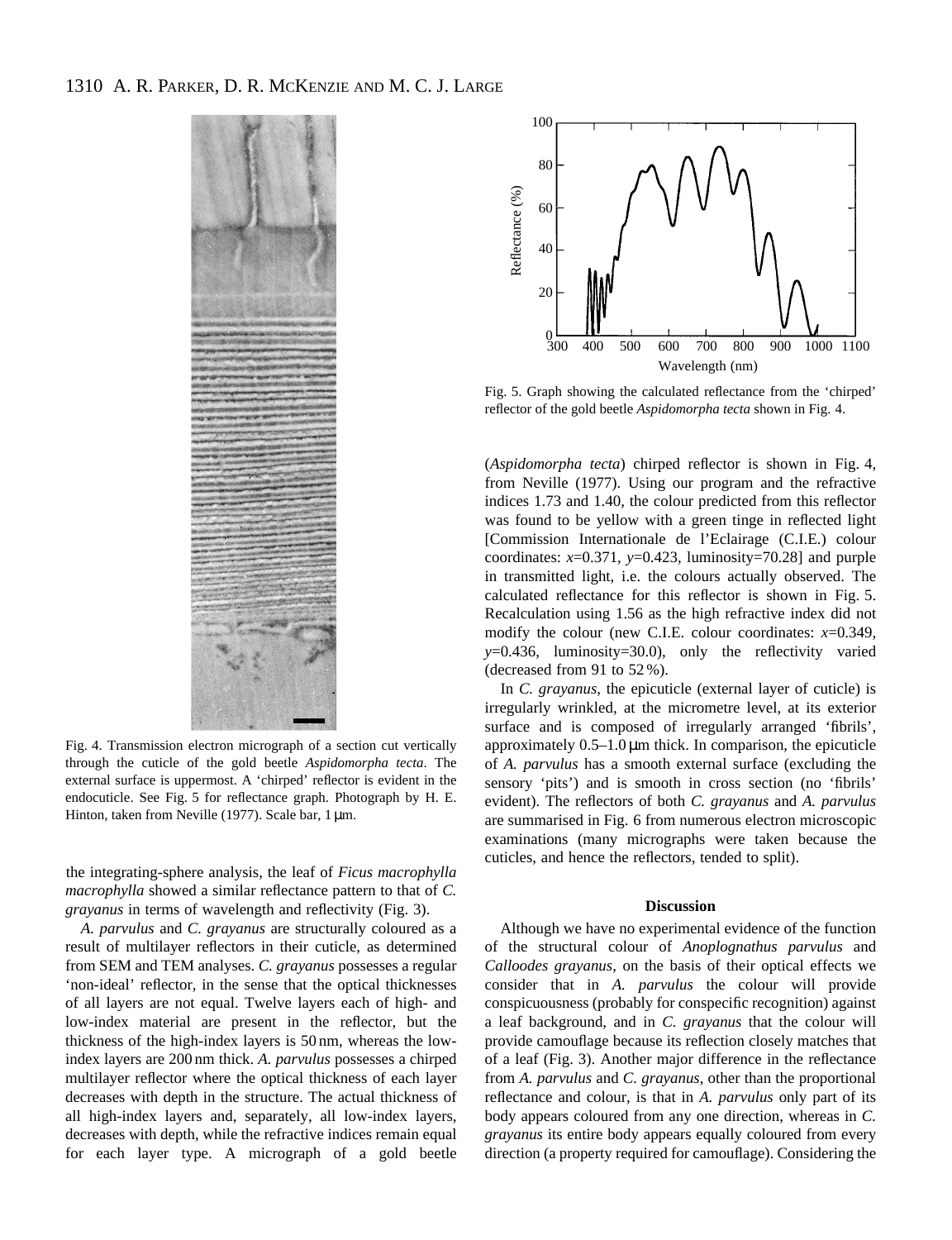Fig. 4. Transmission electron micrograph of a section cut vertically through the cuticle of the gold beetle *Aspidomorpha tecta*. The external surface is uppermost. A 'chirped' reflector is evident in the endocuticle. See Fig. 5 for reflectance graph. Photograph by H. E. Hinton, taken from Neville (1977). Scale bar, 1 μm.

Fig. 5. Graph showing the calculated reflectance from the 'chirped' reflector of the gold beetle *Aspidomorpha tecta* shown in Fig. 4.

the integrating-sphere analysis, the leaf of *Ficus macrophylla macrophylla* showed a similar reflectance pattern to that of *C. grayanus* in terms of wavelength and reflectivity (Fig. 3).

*A. parvulus* and *C. grayanus* are structurally coloured as a result of multilayer reflectors in their cuticle, as determined from SEM and TEM analyses. *C. grayanus* possesses a regular 'non-ideal' reflector, in the sense that the optical thicknesses of all layers are not equal. Twelve layers each of high- and low-index material are present in the reflector, but the thickness of the high-index layers is 50 nm, whereas the low-index layers are 200 nm thick. *A. parvulus* possesses a chirped multilayer reflector where the optical thickness of each layer decreases with depth in the structure. The actual thickness of all high-index layers and, separately, all low-index layers, decreases with depth, while the refractive indices remain equal for each layer type. A micrograph of a gold beetle (*Aspidomorpha tecta*) chirped reflector is shown in Fig. 4, from Neville (1977). Using our program and the refractive indices 1.73 and 1.40, the colour predicted from this reflector was found to be yellow with a green tinge in reflected light [Commission Internationale de l'Eclairage (C.I.E.) colour coordinates: $x$=0.371, $y$=0.423, luminosity=70.28] and purple in transmitted light, i.e. the colours actually observed. The calculated reflectance for this reflector is shown in Fig. 5. Recalculation using 1.56 as the high refractive index did not modify the colour (new C.I.E. colour coordinates: $x$=0.349, $y$=0.436, luminosity=30.0), only the reflectivity varied (decreased from 91 to 52 %).

In *C. grayanus*, the epicuticle (external layer of cuticle) is irregularly wrinkled, at the micrometre level, at its exterior surface and is composed of irregularly arranged 'fibrils', approximately 0.5–1.0 μm thick. In comparison, the epicuticle of *A. parvulus* has a smooth external surface (excluding the sensory 'pits') and is smooth in cross section (no 'fibrils' evident). The reflectors of both *C. grayanus* and *A. parvulus* are summarised in Fig. 6 from numerous electron microscopic examinations (many micrographs were taken because the cuticles, and hence the reflectors, tended to split).

## Discussion

Although we have no experimental evidence of the function of the structural colour of *Anoplognathus parvulus* and *Calloodes grayanus*, on the basis of their optical effects we consider that in *A. parvulus* the colour will provide conspicuousness (probably for conspecific recognition) against a leaf background, and in *C. grayanus* that the colour will provide camouflage because its reflection closely matches that of a leaf (Fig. 3). Another major difference in the reflectance from *A. parvulus* and *C. grayanus*, other than the proportional reflectance and colour, is that in *A. parvulus* only part of its body appears coloured from any one direction, whereas in *C. grayanus* its entire body appears equally coloured from every direction (a property required for camouflage). Considering the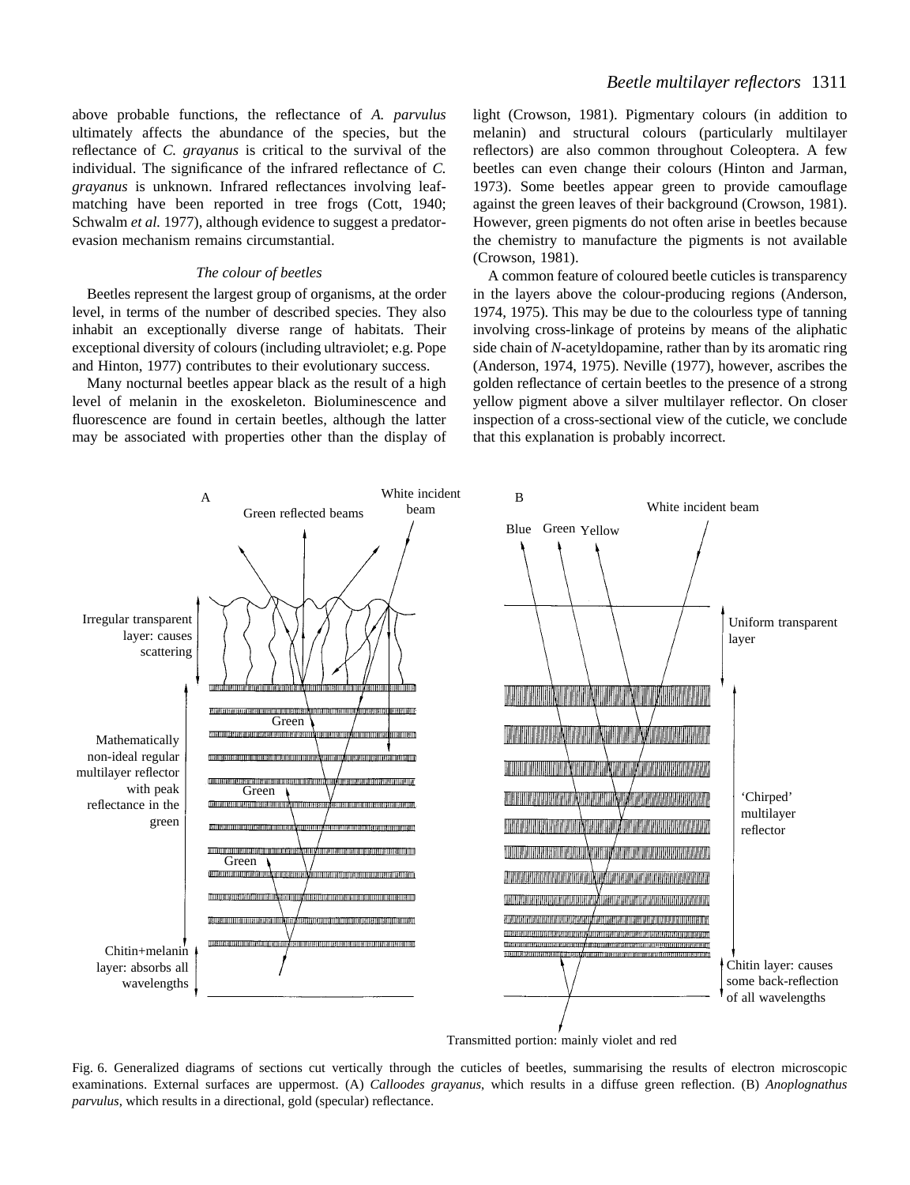above probable functions, the reflectance of *A. parvulus* ultimately affects the abundance of the species, but the reflectance of *C. grayanus* is critical to the survival of the individual. The significance of the infrared reflectance of *C. grayanus* is unknown. Infrared reflectances involving leaf-matching have been reported in tree frogs (Cott, 1940; Schwalm *et al.* 1977), although evidence to suggest a predator-evasion mechanism remains circumstantial.

### *The colour of beetles*

Beetles represent the largest group of organisms, at the order level, in terms of the number of described species. They also inhabit an exceptionally diverse range of habitats. Their exceptional diversity of colours (including ultraviolet; e.g. Pope and Hinton, 1977) contributes to their evolutionary success.

Many nocturnal beetles appear black as the result of a high level of melanin in the exoskeleton. Bioluminescence and fluorescence are found in certain beetles, although the latter may be associated with properties other than the display of light (Crowson, 1981). Pigmentary colours (in addition to melanin) and structural colours (particularly multilayer reflectors) are also common throughout Coleoptera. A few beetles can even change their colours (Hinton and Jarman, 1973). Some beetles appear green to provide camouflage against the green leaves of their background (Crowson, 1981). However, green pigments do not often arise in beetles because the chemistry to manufacture the pigments is not available (Crowson, 1981).

A common feature of coloured beetle cuticles is transparency in the layers above the colour-producing regions (Anderson, 1974, 1975). This may be due to the colourless type of tanning involving cross-linkage of proteins by means of the aliphatic side chain of *N*-acetyldopamine, rather than by its aromatic ring (Anderson, 1974, 1975). Neville (1977), however, ascribes the golden reflectance of certain beetles to the presence of a strong yellow pigment above a silver multilayer reflector. On closer inspection of a cross-sectional view of the cuticle, we conclude that this explanation is probably incorrect.

A: White incident beam; Green reflected beams; Irregular transparent layer: causes scattering; Green; Green; Green; Mathematically non-ideal regular multilayer reflector with peak reflectance in the green; Chitin+melanin layer: absorbs all wavelengths

B: White incident beam; Blue; Green; Yellow; Uniform transparent layer; 'Chirped' multilayer reflector; Chitin layer: causes some back-reflection of all wavelengths; Transmitted portion: mainly violet and red

Fig. 6. Generalized diagrams of sections cut vertically through the cuticles of beetles, summarising the results of electron microscopic examinations. External surfaces are uppermost. (A) *Calloodes grayanus*, which results in a diffuse green reflection. (B) *Anoplognathus parvulus*, which results in a directional, gold (specular) reflectance.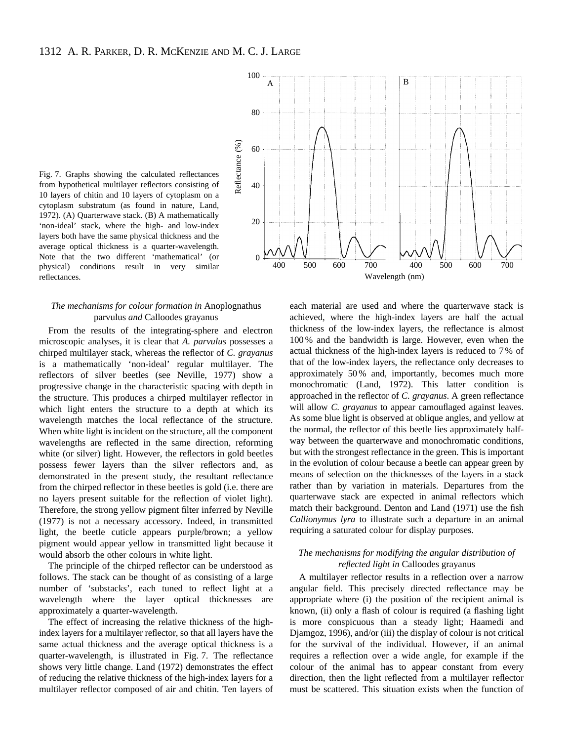Fig. 7. Graphs showing the calculated reflectances from hypothetical multilayer reflectors consisting of 10 layers of chitin and 10 layers of cytoplasm on a cytoplasm substratum (as found in nature, Land, 1972). (A) Quarterwave stack. (B) A mathematically 'non-ideal' stack, where the high- and low-index layers both have the same physical thickness and the average optical thickness is a quarter-wavelength. Note that the two different 'mathematical' (or physical) conditions result in very similar reflectances.

### *The mechanisms for colour formation in* Anoplognathus parvulus *and* Calloodes grayanus

From the results of the integrating-sphere and electron microscopic analyses, it is clear that *A. parvulus* possesses a chirped multilayer stack, whereas the reflector of *C. grayanus* is a mathematically 'non-ideal' regular multilayer. The reflectors of silver beetles (see Neville, 1977) show a progressive change in the characteristic spacing with depth in the structure. This produces a chirped multilayer reflector in which light enters the structure to a depth at which its wavelength matches the local reflectance of the structure. When white light is incident on the structure, all the component wavelengths are reflected in the same direction, reforming white (or silver) light. However, the reflectors in gold beetles possess fewer layers than the silver reflectors and, as demonstrated in the present study, the resultant reflectance from the chirped reflector in these beetles is gold (i.e. there are no layers present suitable for the reflection of violet light). Therefore, the strong yellow pigment filter inferred by Neville (1977) is not a necessary accessory. Indeed, in transmitted light, the beetle cuticle appears purple/brown; a yellow pigment would appear yellow in transmitted light because it would absorb the other colours in white light.

The principle of the chirped reflector can be understood as follows. The stack can be thought of as consisting of a large number of 'substacks', each tuned to reflect light at a wavelength where the layer optical thicknesses are approximately a quarter-wavelength.

The effect of increasing the relative thickness of the high-index layers for a multilayer reflector, so that all layers have the same actual thickness and the average optical thickness is a quarter-wavelength, is illustrated in Fig. 7. The reflectance shows very little change. Land (1972) demonstrates the effect of reducing the relative thickness of the high-index layers for a multilayer reflector composed of air and chitin. Ten layers of each material are used and where the quarterwave stack is achieved, where the high-index layers are half the actual thickness of the low-index layers, the reflectance is almost 100 % and the bandwidth is large. However, even when the actual thickness of the high-index layers is reduced to 7 % of that of the low-index layers, the reflectance only decreases to approximately 50 % and, importantly, becomes much more monochromatic (Land, 1972). This latter condition is approached in the reflector of *C. grayanus*. A green reflectance will allow *C. grayanus* to appear camouflaged against leaves. As some blue light is observed at oblique angles, and yellow at the normal, the reflector of this beetle lies approximately half-way between the quarterwave and monochromatic conditions, but with the strongest reflectance in the green. This is important in the evolution of colour because a beetle can appear green by means of selection on the thicknesses of the layers in a stack rather than by variation in materials. Departures from the quarterwave stack are expected in animal reflectors which match their background. Denton and Land (1971) use the fish *Callionymus lyra* to illustrate such a departure in an animal requiring a saturated colour for display purposes.

### *The mechanisms for modifying the angular distribution of reflected light in* Calloodes grayanus

A multilayer reflector results in a reflection over a narrow angular field. This precisely directed reflectance may be appropriate where (i) the position of the recipient animal is known, (ii) only a flash of colour is required (a flashing light is more conspicuous than a steady light; Haamedi and Djamgoz, 1996), and/or (iii) the display of colour is not critical for the survival of the individual. However, if an animal requires a reflection over a wide angle, for example if the colour of the animal has to appear constant from every direction, then the light reflected from a multilayer reflector must be scattered. This situation exists when the function of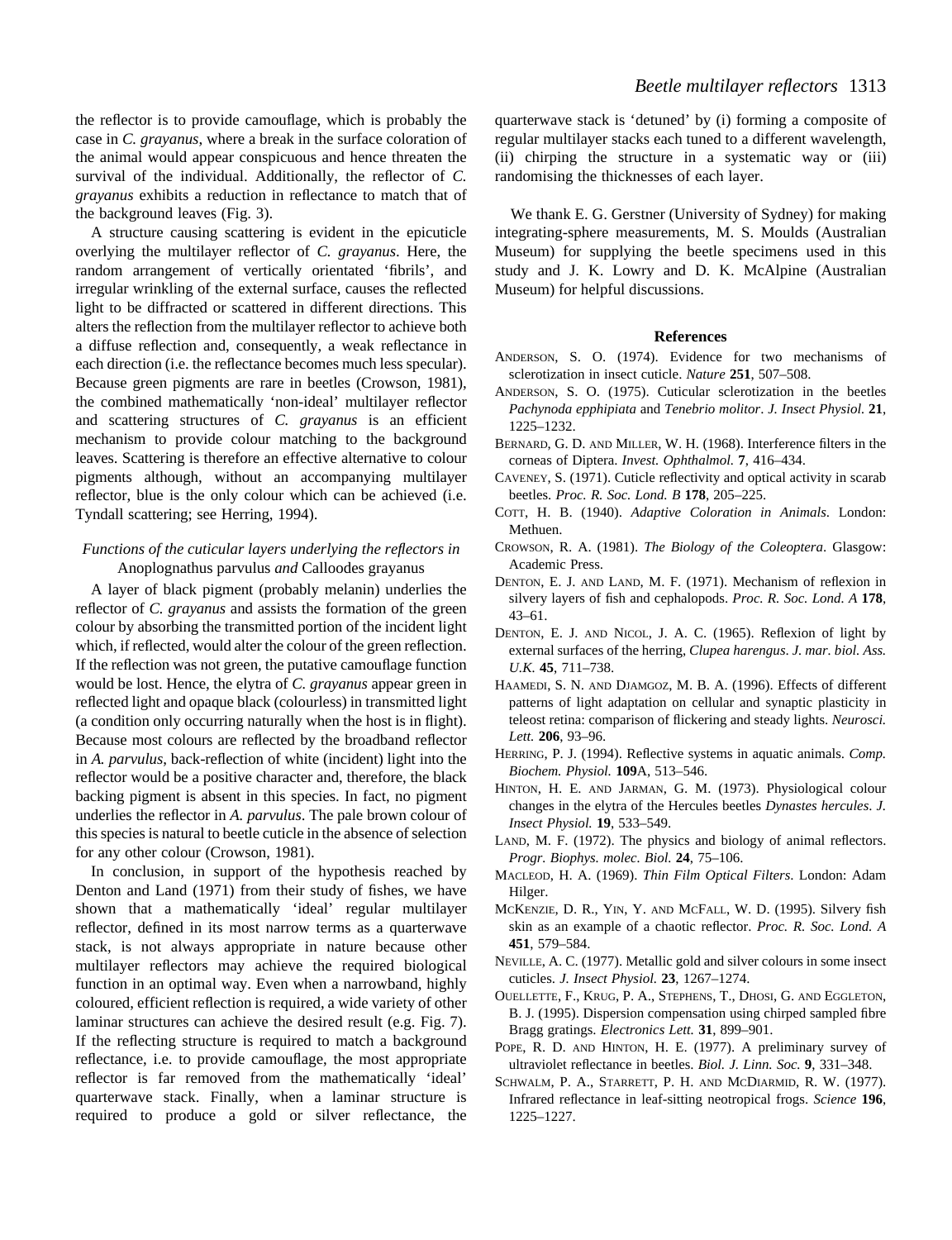the reflector is to provide camouflage, which is probably the case in *C. grayanus*, where a break in the surface coloration of the animal would appear conspicuous and hence threaten the survival of the individual. Additionally, the reflector of *C. grayanus* exhibits a reduction in reflectance to match that of the background leaves (Fig. 3).

A structure causing scattering is evident in the epicuticle overlying the multilayer reflector of *C. grayanus*. Here, the random arrangement of vertically orientated 'fibrils', and irregular wrinkling of the external surface, causes the reflected light to be diffracted or scattered in different directions. This alters the reflection from the multilayer reflector to achieve both a diffuse reflection and, consequently, a weak reflectance in each direction (i.e. the reflectance becomes much less specular). Because green pigments are rare in beetles (Crowson, 1981), the combined mathematically 'non-ideal' multilayer reflector and scattering structures of *C. grayanus* is an efficient mechanism to provide colour matching to the background leaves. Scattering is therefore an effective alternative to colour pigments although, without an accompanying multilayer reflector, blue is the only colour which can be achieved (i.e. Tyndall scattering; see Herring, 1994).

### *Functions of the cuticular layers underlying the reflectors in* Anoplognathus parvulus *and* Calloodes grayanus

A layer of black pigment (probably melanin) underlies the reflector of *C. grayanus* and assists the formation of the green colour by absorbing the transmitted portion of the incident light which, if reflected, would alter the colour of the green reflection. If the reflection was not green, the putative camouflage function would be lost. Hence, the elytra of *C. grayanus* appear green in reflected light and opaque black (colourless) in transmitted light (a condition only occurring naturally when the host is in flight). Because most colours are reflected by the broadband reflector in *A. parvulus*, back-reflection of white (incident) light into the reflector would be a positive character and, therefore, the black backing pigment is absent in this species. In fact, no pigment underlies the reflector in *A. parvulus*. The pale brown colour of this species is natural to beetle cuticle in the absence of selection for any other colour (Crowson, 1981).

In conclusion, in support of the hypothesis reached by Denton and Land (1971) from their study of fishes, we have shown that a mathematically 'ideal' regular multilayer reflector, defined in its most narrow terms as a quarterwave stack, is not always appropriate in nature because other multilayer reflectors may achieve the required biological function in an optimal way. Even when a narrowband, highly coloured, efficient reflection is required, a wide variety of other laminar structures can achieve the desired result (e.g. Fig. 7). If the reflecting structure is required to match a background reflectance, i.e. to provide camouflage, the most appropriate reflector is far removed from the mathematically 'ideal' quarterwave stack. Finally, when a laminar structure is required to produce a gold or silver reflectance, the quarterwave stack is 'detuned' by (i) forming a composite of regular multilayer stacks each tuned to a different wavelength, (ii) chirping the structure in a systematic way or (iii) randomising the thicknesses of each layer.

We thank E. G. Gerstner (University of Sydney) for making integrating-sphere measurements, M. S. Moulds (Australian Museum) for supplying the beetle specimens used in this study and J. K. Lowry and D. K. McAlpine (Australian Museum) for helpful discussions.

## References

ANDERSON, S. O. (1974). Evidence for two mechanisms of sclerotization in insect cuticle. *Nature* **251**, 507–508.

ANDERSON, S. O. (1975). Cuticular sclerotization in the beetles *Pachynoda epphipiata* and *Tenebrio molitor*. *J. Insect Physiol.* **21**, 1225–1232.

BERNARD, G. D. AND MILLER, W. H. (1968). Interference filters in the corneas of Diptera. *Invest. Ophthalmol.* **7**, 416–434.

CAVENEY, S. (1971). Cuticle reflectivity and optical activity in scarab beetles. *Proc. R. Soc. Lond. B* **178**, 205–225.

COTT, H. B. (1940). *Adaptive Coloration in Animals*. London: Methuen.

CROWSON, R. A. (1981). *The Biology of the Coleoptera*. Glasgow: Academic Press.

DENTON, E. J. AND LAND, M. F. (1971). Mechanism of reflexion in silvery layers of fish and cephalopods. *Proc. R. Soc. Lond. A* **178**, 43–61.

DENTON, E. J. AND NICOL, J. A. C. (1965). Reflexion of light by external surfaces of the herring, *Clupea harengus*. *J. mar. biol. Ass. U.K.* **45**, 711–738.

HAAMEDI, S. N. AND DJAMGOZ, M. B. A. (1996). Effects of different patterns of light adaptation on cellular and synaptic plasticity in teleost retina: comparison of flickering and steady lights. *Neurosci. Lett.* **206**, 93–96.

HERRING, P. J. (1994). Reflective systems in aquatic animals. *Comp. Biochem. Physiol.* **109**A, 513–546.

HINTON, H. E. AND JARMAN, G. M. (1973). Physiological colour changes in the elytra of the Hercules beetles *Dynastes hercules*. *J. Insect Physiol.* **19**, 533–549.

LAND, M. F. (1972). The physics and biology of animal reflectors. *Progr. Biophys. molec. Biol.* **24**, 75–106.

MACLEOD, H. A. (1969). *Thin Film Optical Filters*. London: Adam Hilger.

MCKENZIE, D. R., YIN, Y. AND MCFALL, W. D. (1995). Silvery fish skin as an example of a chaotic reflector. *Proc. R. Soc. Lond. A* **451**, 579–584.

NEVILLE, A. C. (1977). Metallic gold and silver colours in some insect cuticles. *J. Insect Physiol.* **23**, 1267–1274.

OUELLETTE, F., KRUG, P. A., STEPHENS, T., DHOSI, G. AND EGGLETON, B. J. (1995). Dispersion compensation using chirped sampled fibre Bragg gratings. *Electronics Lett.* **31**, 899–901.

POPE, R. D. AND HINTON, H. E. (1977). A preliminary survey of ultraviolet reflectance in beetles. *Biol. J. Linn. Soc.* **9**, 331–348.

SCHWALM, P. A., STARRETT, P. H. AND MCDIARMID, R. W. (1977). Infrared reflectance in leaf-sitting neotropical frogs. *Science* **196**, 1225–1227.